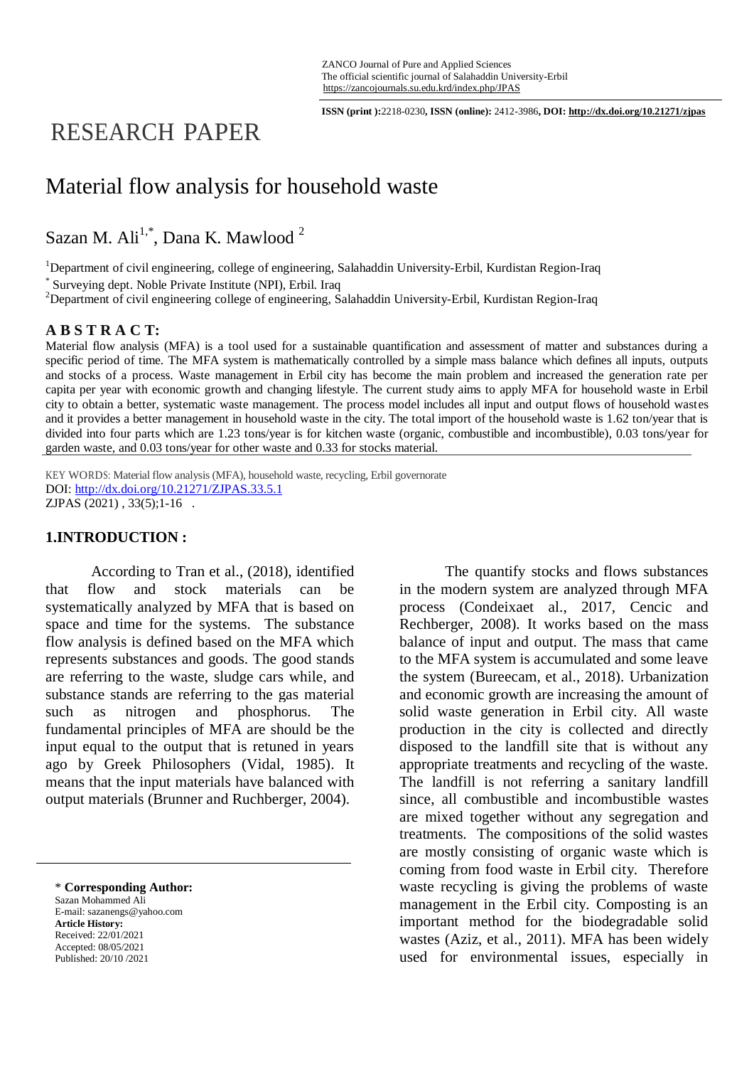ZANCO Journal of Pure and Applied Sciences
The official scientific journal of Salahaddin University-Erbil
https://zancojournals.su.edu.krd/index.php/JPAS

**ISSN (print ):**2218-0230**, ISSN (online):** 2412-3986**, DOI: http://dx.doi.org/10.21271/zjpas**

# RESEARCH PAPER

# Material flow analysis for household waste

Sazan M. Ali[1,*], Dana K. Mawlood [2]

[1]Department of civil engineering, college of engineering, Salahaddin University-Erbil, Kurdistan Region-Iraq
[*] Surveying dept. Noble Private Institute (NPI), Erbil. Iraq
[2]Department of civil engineering college of engineering, Salahaddin University-Erbil, Kurdistan Region-Iraq

## A B S T R A C T:

Material flow analysis (MFA) is a tool used for a sustainable quantification and assessment of matter and substances during a specific period of time. The MFA system is mathematically controlled by a simple mass balance which defines all inputs, outputs and stocks of a process. Waste management in Erbil city has become the main problem and increased the generation rate per capita per year with economic growth and changing lifestyle. The current study aims to apply MFA for household waste in Erbil city to obtain a better, systematic waste management. The process model includes all input and output flows of household wastes and it provides a better management in household waste in the city. The total import of the household waste is 1.62 ton/year that is divided into four parts which are 1.23 tons/year is for kitchen waste (organic, combustible and incombustible), 0.03 tons/year for garden waste, and 0.03 tons/year for other waste and 0.33 for stocks material.

KEY WORDS: Material flow analysis (MFA), household waste, recycling, Erbil governorate
DOI: http://dx.doi.org/10.21271/ZJPAS.33.5.1
ZJPAS (2021) , 33(5);1-16 .

## 1.INTRODUCTION :

According to Tran et al., (2018), identified that flow and stock materials can be systematically analyzed by MFA that is based on space and time for the systems. The substance flow analysis is defined based on the MFA which represents substances and goods. The good stands are referring to the waste, sludge cars while, and substance stands are referring to the gas material such as nitrogen and phosphorus. The fundamental principles of MFA are should be the input equal to the output that is retuned in years ago by Greek Philosophers (Vidal, 1985). It means that the input materials have balanced with output materials (Brunner and Ruchberger, 2004).

The quantify stocks and flows substances in the modern system are analyzed through MFA process (Condeixaet al., 2017, Cencic and Rechberger, 2008). It works based on the mass balance of input and output. The mass that came to the MFA system is accumulated and some leave the system (Bureecam, et al., 2018). Urbanization and economic growth are increasing the amount of solid waste generation in Erbil city. All waste production in the city is collected and directly disposed to the landfill site that is without any appropriate treatments and recycling of the waste. The landfill is not referring a sanitary landfill since, all combustible and incombustible wastes are mixed together without any segregation and treatments. The compositions of the solid wastes are mostly consisting of organic waste which is coming from food waste in Erbil city. Therefore waste recycling is giving the problems of waste management in the Erbil city. Composting is an important method for the biodegradable solid wastes (Aziz, et al., 2011). MFA has been widely used for environmental issues, especially in

\* **Corresponding Author:**
Sazan Mohammed Ali
E-mail: sazanengs@yahoo.com
**Article History:**
Received: 22/01/2021
Accepted: 08/05/2021
Published: 20/10 /2021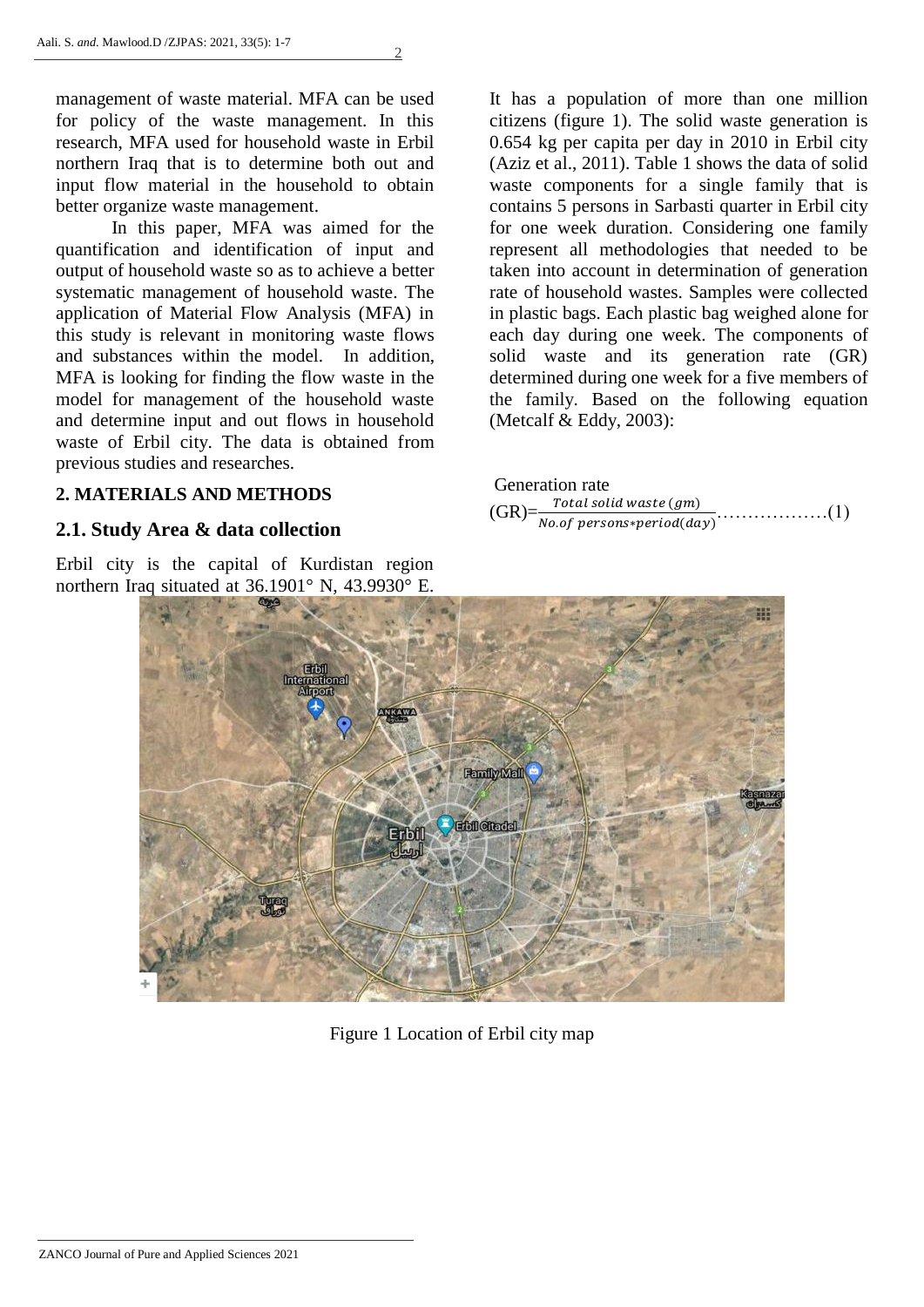management of waste material. MFA can be used for policy of the waste management. In this research, MFA used for household waste in Erbil northern Iraq that is to determine both out and input flow material in the household to obtain better organize waste management.

In this paper, MFA was aimed for the quantification and identification of input and output of household waste so as to achieve a better systematic management of household waste. The application of Material Flow Analysis (MFA) in this study is relevant in monitoring waste flows and substances within the model. In addition, MFA is looking for finding the flow waste in the model for management of the household waste and determine input and out flows in household waste of Erbil city. The data is obtained from previous studies and researches.

## 2. MATERIALS AND METHODS

### 2.1. Study Area & data collection

Erbil city is the capital of Kurdistan region northern Iraq situated at 36.1901° N, 43.9930° E. It has a population of more than one million citizens (figure 1). The solid waste generation is 0.654 kg per capita per day in 2010 in Erbil city (Aziz et al., 2011). Table 1 shows the data of solid waste components for a single family that is contains 5 persons in Sarbasti quarter in Erbil city for one week duration. Considering one family represent all methodologies that needed to be taken into account in determination of generation rate of household wastes. Samples were collected in plastic bags. Each plastic bag weighed alone for each day during one week. The components of solid waste and its generation rate (GR) determined during one week for a five members of the family. Based on the following equation (Metcalf & Eddy, 2003):

$$\text{Generation rate (GR)} = \frac{Total\ solid\ waste\ (gm)}{No.of\ persons * period(day)} \quad \text{..................(1)}$$

Figure 1 Location of Erbil city map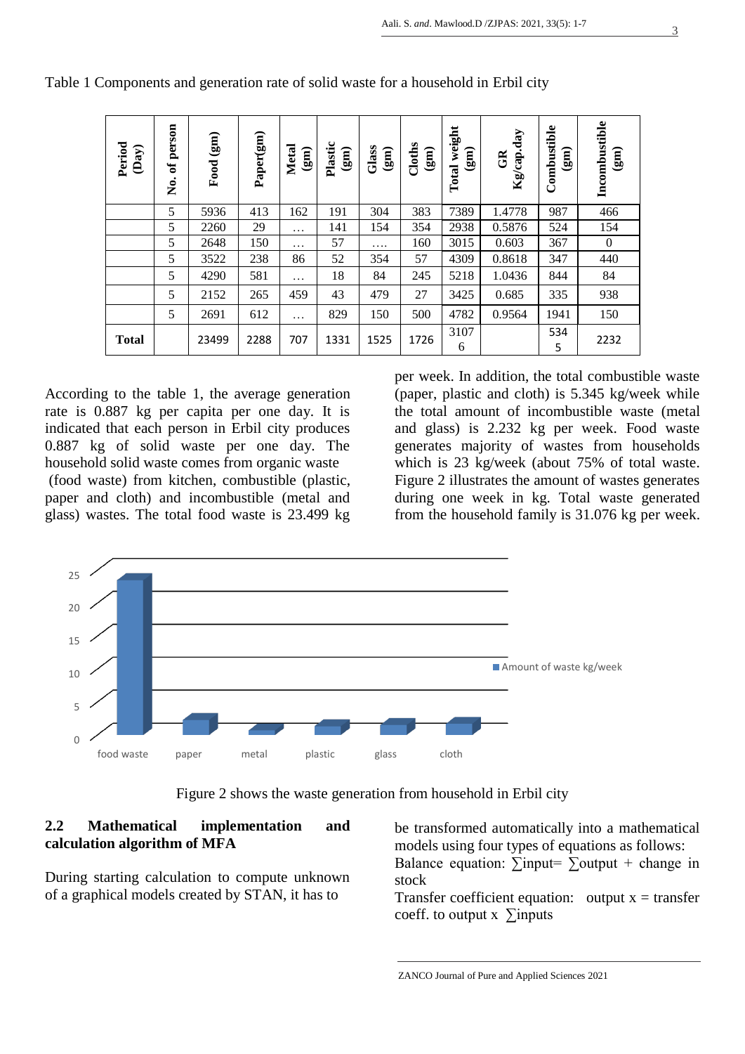Table 1 Components and generation rate of solid waste for a household in Erbil city

| Period (Day) | No. of person | Food (gm) | Paper(gm) | Metal (gm) | Plastic (gm) | Glass (gm) | Cloths (gm) | Total weight (gm) | GR Kg/cap.day | Combustible (gm) | Incombustible (gm) |
|---|---|---|---|---|---|---|---|---|---|---|---|
| | 5 | 5936 | 413 | 162 | 191 | 304 | 383 | 7389 | 1.4778 | 987 | 466 |
| | 5 | 2260 | 29 | … | 141 | 154 | 354 | 2938 | 0.5876 | 524 | 154 |
| | 5 | 2648 | 150 | … | 57 | …. | 160 | 3015 | 0.603 | 367 | 0 |
| | 5 | 3522 | 238 | 86 | 52 | 354 | 57 | 4309 | 0.8618 | 347 | 440 |
| | 5 | 4290 | 581 | … | 18 | 84 | 245 | 5218 | 1.0436 | 844 | 84 |
| | 5 | 2152 | 265 | 459 | 43 | 479 | 27 | 3425 | 0.685 | 335 | 938 |
| | 5 | 2691 | 612 | … | 829 | 150 | 500 | 4782 | 0.9564 | 1941 | 150 |
| **Total** | | 23499 | 2288 | 707 | 1331 | 1525 | 1726 | 31076 | | 5345 | 2232 |

According to the table 1, the average generation rate is 0.887 kg per capita per one day. It is indicated that each person in Erbil city produces 0.887 kg of solid waste per one day. The household solid waste comes from organic waste (food waste) from kitchen, combustible (plastic, paper and cloth) and incombustible (metal and glass) wastes. The total food waste is 23.499 kg per week. In addition, the total combustible waste (paper, plastic and cloth) is 5.345 kg/week while the total amount of incombustible waste (metal and glass) is 2.232 kg per week. Food waste generates majority of wastes from households which is 23 kg/week (about 75% of total waste. Figure 2 illustrates the amount of wastes generates during one week in kg. Total waste generated from the household family is 31.076 kg per week.

Figure 2 shows the waste generation from household in Erbil city

## 2.2 Mathematical implementation and calculation algorithm of MFA

During starting calculation to compute unknown of a graphical models created by STAN, it has to be transformed automatically into a mathematical models using four types of equations as follows:

Balance equation: $\sum$input= $\sum$output + change in stock

Transfer coefficient equation: output x = transfer coeff. to output x $\sum$inputs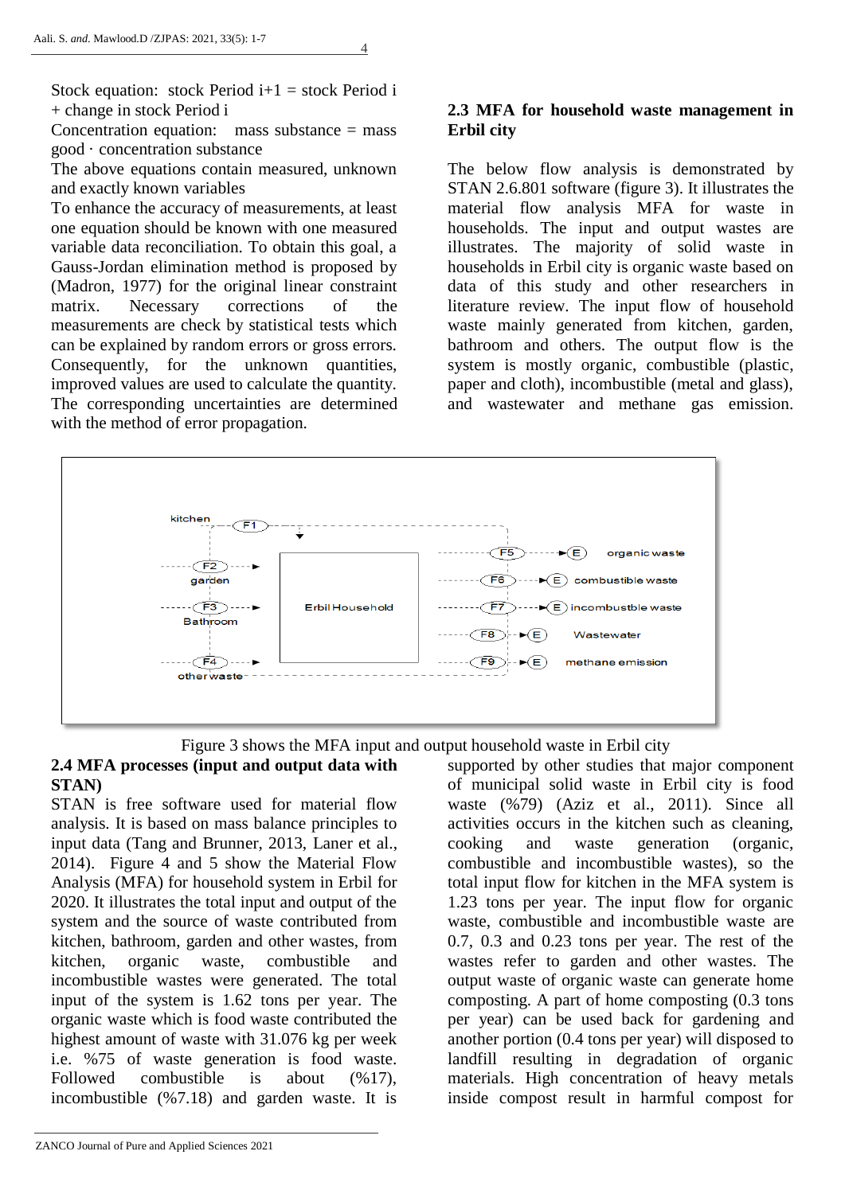Stock equation: stock Period i+1 = stock Period i + change in stock Period i

Concentration equation: mass substance = mass good · concentration substance

The above equations contain measured, unknown and exactly known variables

To enhance the accuracy of measurements, at least one equation should be known with one measured variable data reconciliation. To obtain this goal, a Gauss-Jordan elimination method is proposed by (Madron, 1977) for the original linear constraint matrix. Necessary corrections of the measurements are check by statistical tests which can be explained by random errors or gross errors. Consequently, for the unknown quantities, improved values are used to calculate the quantity. The corresponding uncertainties are determined with the method of error propagation.

## 2.3 MFA for household waste management in Erbil city

The below flow analysis is demonstrated by STAN 2.6.801 software (figure 3). It illustrates the material flow analysis MFA for waste in households. The input and output wastes are illustrates. The majority of solid waste in households in Erbil city is organic waste based on data of this study and other researchers in literature review. The input flow of household waste mainly generated from kitchen, garden, bathroom and others. The output flow is the system is mostly organic, combustible (plastic, paper and cloth), incombustible (metal and glass), and wastewater and methane gas emission.

kitchen, F1, F2, garden, F3, Bathroom, F4, other waste, Erbil Household, F5, E, organic waste, F6, E, combustible waste, F7, E, incombustble waste, F8, E, Wastewater, F9, E, methane emission

Figure 3 shows the MFA input and output household waste in Erbil city

## 2.4 MFA processes (input and output data with STAN)

STAN is free software used for material flow analysis. It is based on mass balance principles to input data (Tang and Brunner, 2013, Laner et al., 2014). Figure 4 and 5 show the Material Flow Analysis (MFA) for household system in Erbil for 2020. It illustrates the total input and output of the system and the source of waste contributed from kitchen, bathroom, garden and other wastes, from kitchen, organic waste, combustible and incombustible wastes were generated. The total input of the system is 1.62 tons per year. The organic waste which is food waste contributed the highest amount of waste with 31.076 kg per week i.e. %75 of waste generation is food waste. Followed combustible is about (%17), incombustible (%7.18) and garden waste. It is supported by other studies that major component of municipal solid waste in Erbil city is food waste (%79) (Aziz et al., 2011). Since all activities occurs in the kitchen such as cleaning, cooking and waste generation (organic, combustible and incombustible wastes), so the total input flow for kitchen in the MFA system is 1.23 tons per year. The input flow for organic waste, combustible and incombustible waste are 0.7, 0.3 and 0.23 tons per year. The rest of the wastes refer to garden and other wastes. The output waste of organic waste can generate home composting. A part of home composting (0.3 tons per year) can be used back for gardening and another portion (0.4 tons per year) will disposed to landfill resulting in degradation of organic materials. High concentration of heavy metals inside compost result in harmful compost for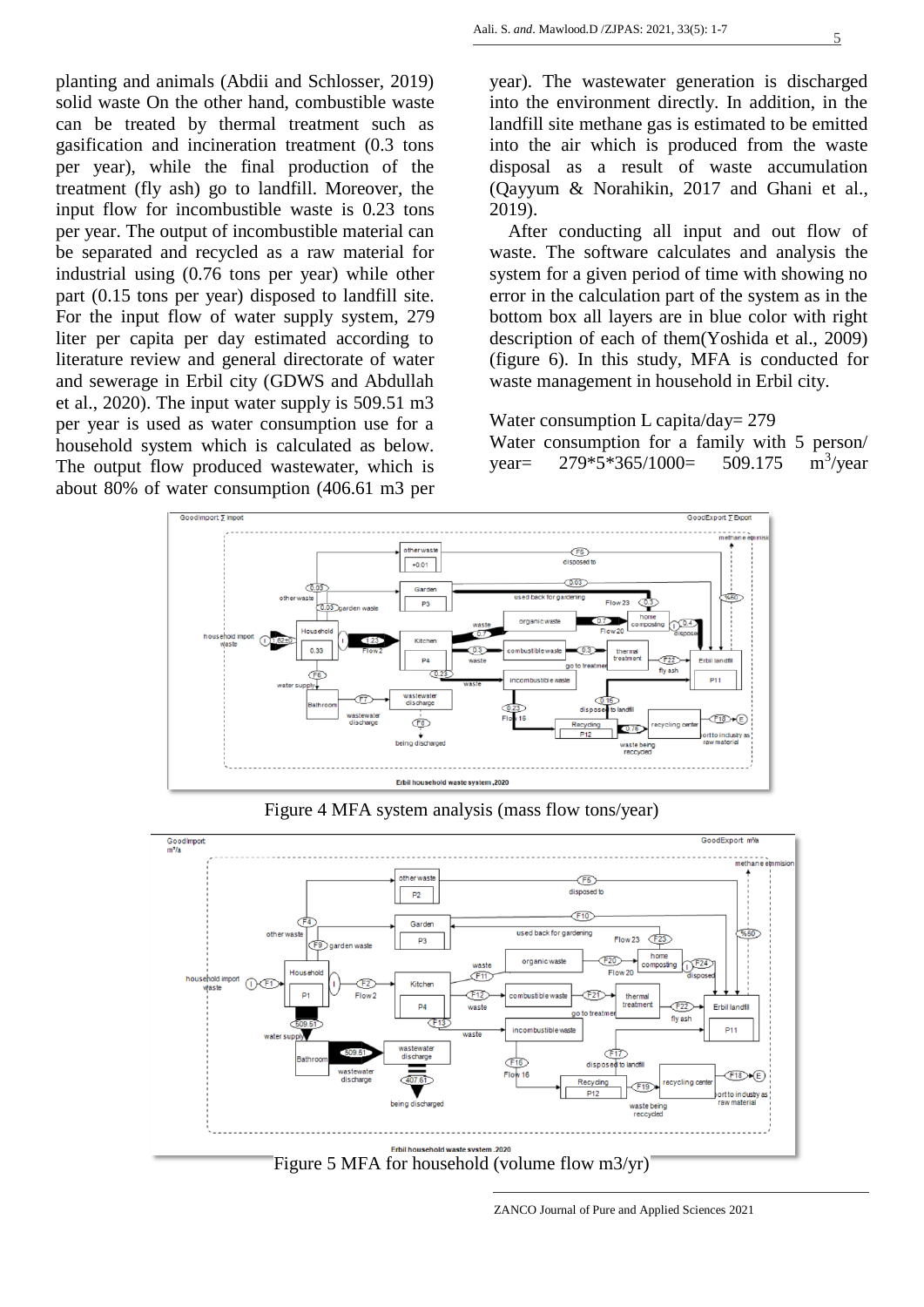planting and animals (Abdii and Schlosser, 2019) solid waste On the other hand, combustible waste can be treated by thermal treatment such as gasification and incineration treatment (0.3 tons per year), while the final production of the treatment (fly ash) go to landfill. Moreover, the input flow for incombustible waste is 0.23 tons per year. The output of incombustible material can be separated and recycled as a raw material for industrial using (0.76 tons per year) while other part (0.15 tons per year) disposed to landfill site. For the input flow of water supply system, 279 liter per capita per day estimated according to literature review and general directorate of water and sewerage in Erbil city (GDWS and Abdullah et al., 2020). The input water supply is 509.51 m3 per year is used as water consumption use for a household system which is calculated as below. The output flow produced wastewater, which is about 80% of water consumption (406.61 m3 per year). The wastewater generation is discharged into the environment directly. In addition, in the landfill site methane gas is estimated to be emitted into the air which is produced from the waste disposal as a result of waste accumulation (Qayyum & Norahikin, 2017 and Ghani et al., 2019).

After conducting all input and out flow of waste. The software calculates and analysis the system for a given period of time with showing no error in the calculation part of the system as in the bottom box all layers are in blue color with right description of each of them(Yoshida et al., 2009) (figure 6). In this study, MFA is conducted for waste management in household in Erbil city.

Water consumption L capita/day= 279

Water consumption for a family with 5 person/ year= 279\*5\*365/1000= 509.175 $m^3$/year

Figure 4 MFA system analysis (mass flow tons/year)

Figure 5 MFA for household (volume flow m3/yr)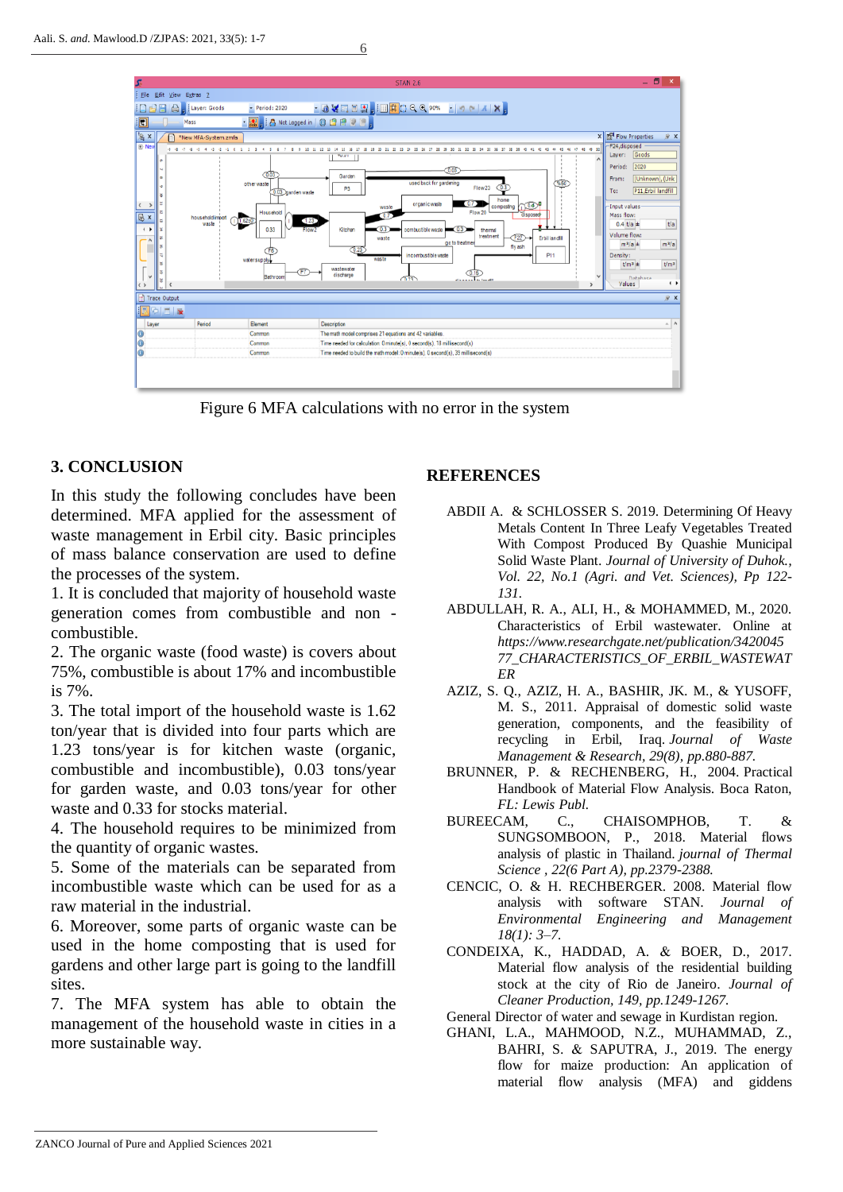Figure 6 MFA calculations with no error in the system

## 3. CONCLUSION

In this study the following concludes have been determined. MFA applied for the assessment of waste management in Erbil city. Basic principles of mass balance conservation are used to define the processes of the system.

1. It is concluded that majority of household waste generation comes from combustible and non - combustible.
2. The organic waste (food waste) is covers about 75%, combustible is about 17% and incombustible is 7%.
3. The total import of the household waste is 1.62 ton/year that is divided into four parts which are 1.23 tons/year is for kitchen waste (organic, combustible and incombustible), 0.03 tons/year for garden waste, and 0.03 tons/year for other waste and 0.33 for stocks material.
4. The household requires to be minimized from the quantity of organic wastes.
5. Some of the materials can be separated from incombustible waste which can be used for as a raw material in the industrial.
6. Moreover, some parts of organic waste can be used in the home composting that is used for gardens and other large part is going to the landfill sites.
7. The MFA system has able to obtain the management of the household waste in cities in a more sustainable way.

## REFERENCES

ABDII A. & SCHLOSSER S. 2019. Determining Of Heavy Metals Content In Three Leafy Vegetables Treated With Compost Produced By Quashie Municipal Solid Waste Plant. *Journal of University of Duhok., Vol. 22, No.1 (Agri. and Vet. Sciences), Pp 122-131.*

ABDULLAH, R. A., ALI, H., & MOHAMMED, M., 2020. Characteristics of Erbil wastewater. Online at *https://www.researchgate.net/publication/342004577_CHARACTERISTICS_OF_ERBIL_WASTEWATER*

AZIZ, S. Q., AZIZ, H. A., BASHIR, JK. M., & YUSOFF, M. S., 2011. Appraisal of domestic solid waste generation, components, and the feasibility of recycling in Erbil, Iraq. *Journal of Waste Management & Research, 29(8), pp.880-887.*

BRUNNER, P. & RECHENBERG, H., 2004. Practical Handbook of Material Flow Analysis. Boca Raton, *FL: Lewis Publ.*

BUREECAM, C., CHAISOMPHOB, T. & SUNGSOMBOON, P., 2018. Material flows analysis of plastic in Thailand. *journal of Thermal Science , 22(6 Part A), pp.2379-2388.*

CENCIC, O. & H. RECHBERGER. 2008. Material flow analysis with software STAN. *Journal of Environmental Engineering and Management 18(1): 3–7.*

CONDEIXA, K., HADDAD, A. & BOER, D., 2017. Material flow analysis of the residential building stock at the city of Rio de Janeiro. *Journal of Cleaner Production, 149, pp.1249-1267.*

General Director of water and sewage in Kurdistan region.

GHANI, L.A., MAHMOOD, N.Z., MUHAMMAD, Z., BAHRI, S. & SAPUTRA, J., 2019. The energy flow for maize production: An application of material flow analysis (MFA) and giddens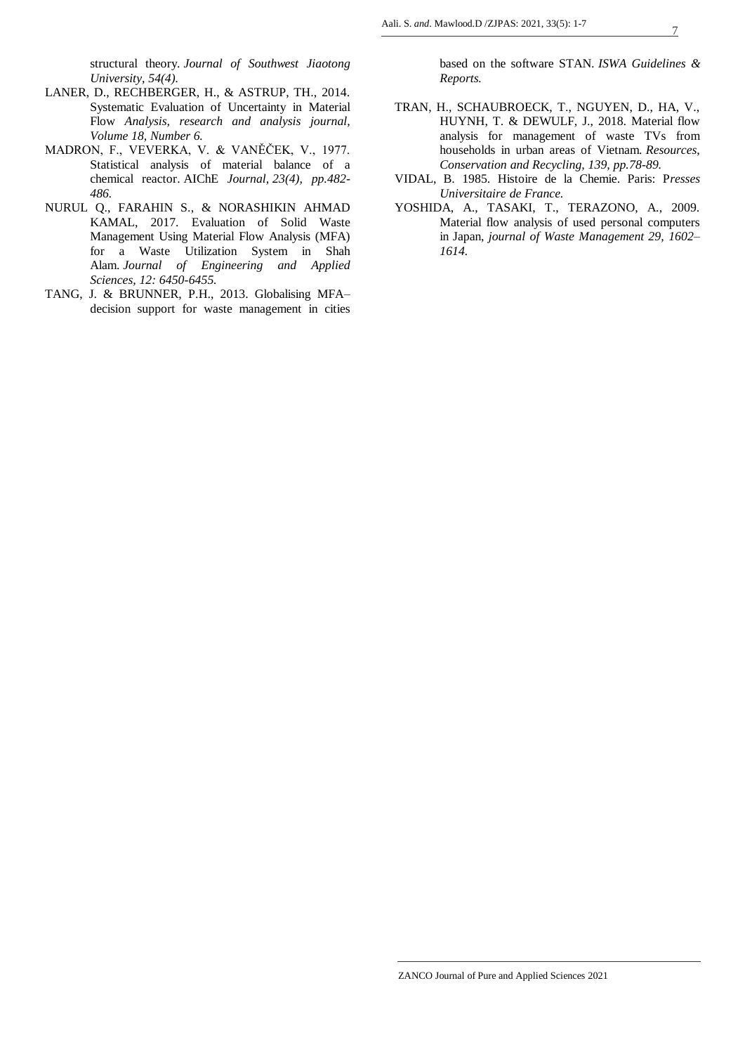structural theory. *Journal of Southwest Jiaotong University, 54(4).*

LANER, D., RECHBERGER, H., & ASTRUP, TH., 2014. Systematic Evaluation of Uncertainty in Material Flow *Analysis, research and analysis journal, Volume 18, Number 6.*

MADRON, F., VEVERKA, V. & VANĚČEK, V., 1977. Statistical analysis of material balance of a chemical reactor. AIChE *Journal, 23(4), pp.482-486.*

NURUL Q., FARAHIN S., & NORASHIKIN AHMAD KAMAL, 2017. Evaluation of Solid Waste Management Using Material Flow Analysis (MFA) for a Waste Utilization System in Shah Alam. *Journal of Engineering and Applied Sciences, 12: 6450-6455.*

TANG, J. & BRUNNER, P.H., 2013. Globalising MFA–decision support for waste management in cities based on the software STAN. *ISWA Guidelines & Reports.*

TRAN, H., SCHAUBROECK, T., NGUYEN, D., HA, V., HUYNH, T. & DEWULF, J., 2018. Material flow analysis for management of waste TVs from households in urban areas of Vietnam. *Resources, Conservation and Recycling, 139, pp.78-89.*

VIDAL, B. 1985. Histoire de la Chemie. Paris: P*resses Universitaire de France.*

YOSHIDA, A., TASAKI, T., TERAZONO, A., 2009. Material flow analysis of used personal computers in Japan, *journal of Waste Management 29, 1602–1614.*